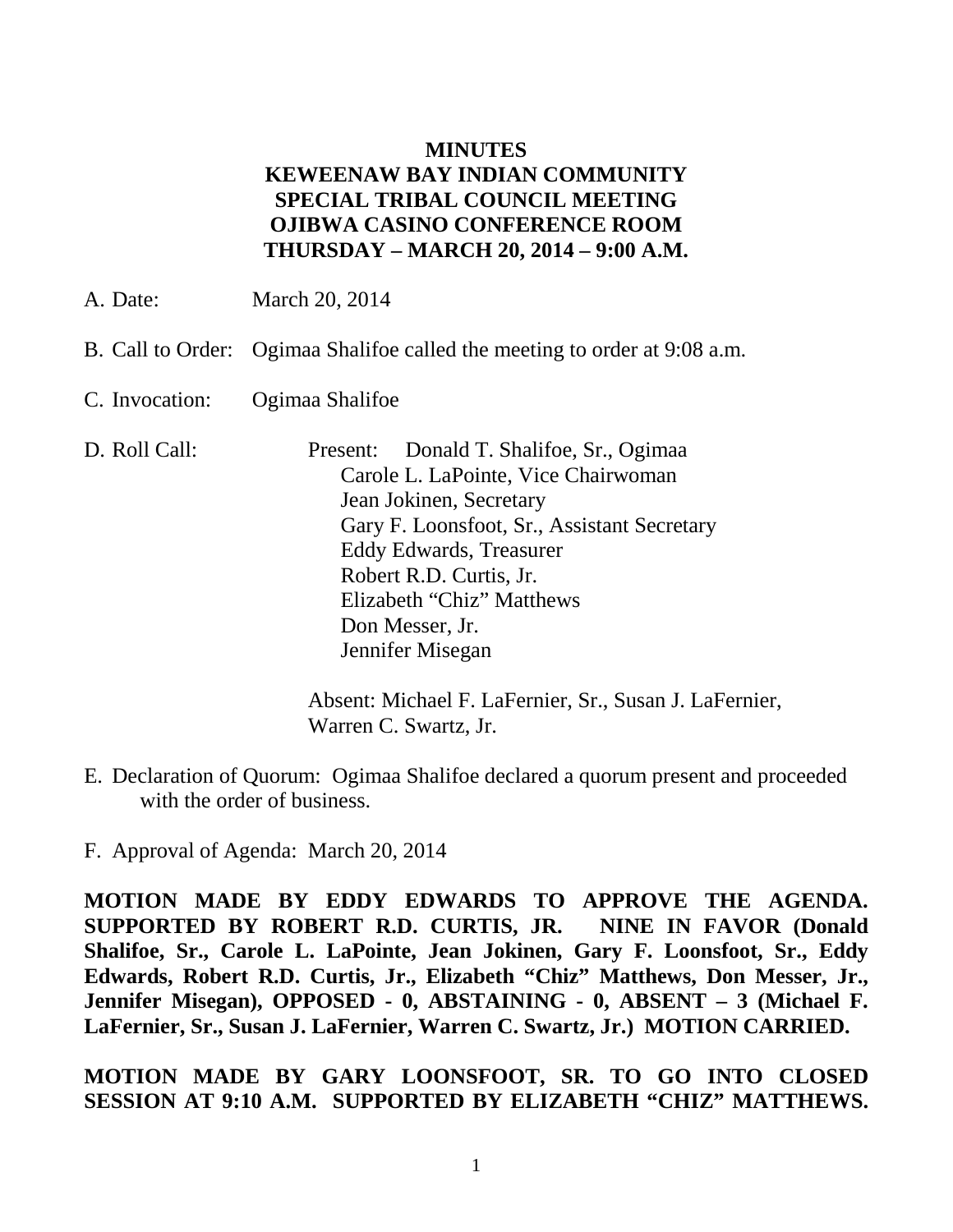**MINUTES**
**KEWEENAW BAY INDIAN COMMUNITY**
**SPECIAL TRIBAL COUNCIL MEETING**
**OJIBWA CASINO CONFERENCE ROOM**
**THURSDAY – MARCH 20, 2014 – 9:00 A.M.**

A. Date: March 20, 2014

B. Call to Order: Ogimaa Shalifoe called the meeting to order at 9:08 a.m.

C. Invocation: Ogimaa Shalifoe

D. Roll Call: Present: Donald T. Shalifoe, Sr., Ogimaa
Carole L. LaPointe, Vice Chairwoman
Jean Jokinen, Secretary
Gary F. Loonsfoot, Sr., Assistant Secretary
Eddy Edwards, Treasurer
Robert R.D. Curtis, Jr.
Elizabeth "Chiz" Matthews
Don Messer, Jr.
Jennifer Misegan

Absent: Michael F. LaFernier, Sr., Susan J. LaFernier, Warren C. Swartz, Jr.

E. Declaration of Quorum: Ogimaa Shalifoe declared a quorum present and proceeded with the order of business.

F. Approval of Agenda: March 20, 2014

**MOTION MADE BY EDDY EDWARDS TO APPROVE THE AGENDA. SUPPORTED BY ROBERT R.D. CURTIS, JR. NINE IN FAVOR (Donald Shalifoe, Sr., Carole L. LaPointe, Jean Jokinen, Gary F. Loonsfoot, Sr., Eddy Edwards, Robert R.D. Curtis, Jr., Elizabeth "Chiz" Matthews, Don Messer, Jr., Jennifer Misegan), OPPOSED - 0, ABSTAINING - 0, ABSENT – 3 (Michael F. LaFernier, Sr., Susan J. LaFernier, Warren C. Swartz, Jr.) MOTION CARRIED.**

**MOTION MADE BY GARY LOONSFOOT, SR. TO GO INTO CLOSED SESSION AT 9:10 A.M. SUPPORTED BY ELIZABETH "CHIZ" MATTHEWS.**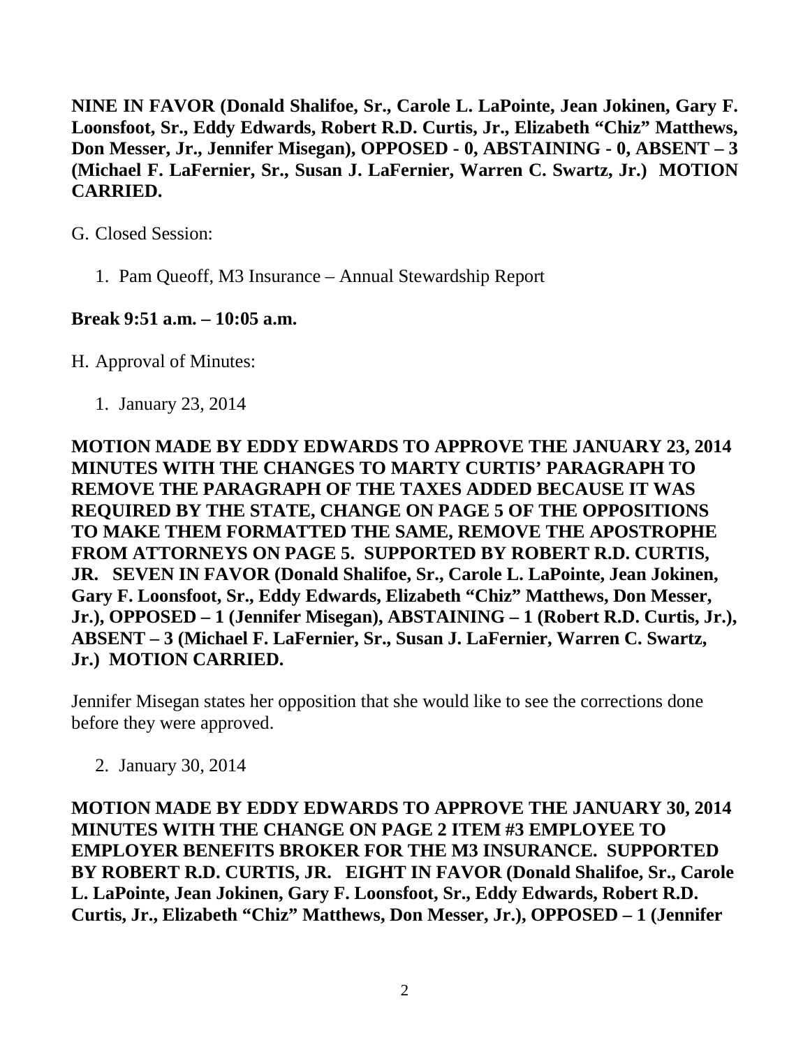**NINE IN FAVOR (Donald Shalifoe, Sr., Carole L. LaPointe, Jean Jokinen, Gary F. Loonsfoot, Sr., Eddy Edwards, Robert R.D. Curtis, Jr., Elizabeth "Chiz" Matthews, Don Messer, Jr., Jennifer Misegan), OPPOSED - 0, ABSTAINING - 0, ABSENT – 3 (Michael F. LaFernier, Sr., Susan J. LaFernier, Warren C. Swartz, Jr.) MOTION CARRIED.**

G. Closed Session:

1. Pam Queoff, M3 Insurance – Annual Stewardship Report

**Break 9:51 a.m. – 10:05 a.m.**

H. Approval of Minutes:

1. January 23, 2014

**MOTION MADE BY EDDY EDWARDS TO APPROVE THE JANUARY 23, 2014 MINUTES WITH THE CHANGES TO MARTY CURTIS' PARAGRAPH TO REMOVE THE PARAGRAPH OF THE TAXES ADDED BECAUSE IT WAS REQUIRED BY THE STATE, CHANGE ON PAGE 5 OF THE OPPOSITIONS TO MAKE THEM FORMATTED THE SAME, REMOVE THE APOSTROPHE FROM ATTORNEYS ON PAGE 5. SUPPORTED BY ROBERT R.D. CURTIS, JR. SEVEN IN FAVOR (Donald Shalifoe, Sr., Carole L. LaPointe, Jean Jokinen, Gary F. Loonsfoot, Sr., Eddy Edwards, Elizabeth "Chiz" Matthews, Don Messer, Jr.), OPPOSED – 1 (Jennifer Misegan), ABSTAINING – 1 (Robert R.D. Curtis, Jr.), ABSENT – 3 (Michael F. LaFernier, Sr., Susan J. LaFernier, Warren C. Swartz, Jr.) MOTION CARRIED.**

Jennifer Misegan states her opposition that she would like to see the corrections done before they were approved.

2. January 30, 2014

**MOTION MADE BY EDDY EDWARDS TO APPROVE THE JANUARY 30, 2014 MINUTES WITH THE CHANGE ON PAGE 2 ITEM #3 EMPLOYEE TO EMPLOYER BENEFITS BROKER FOR THE M3 INSURANCE. SUPPORTED BY ROBERT R.D. CURTIS, JR. EIGHT IN FAVOR (Donald Shalifoe, Sr., Carole L. LaPointe, Jean Jokinen, Gary F. Loonsfoot, Sr., Eddy Edwards, Robert R.D. Curtis, Jr., Elizabeth "Chiz" Matthews, Don Messer, Jr.), OPPOSED – 1 (Jennifer**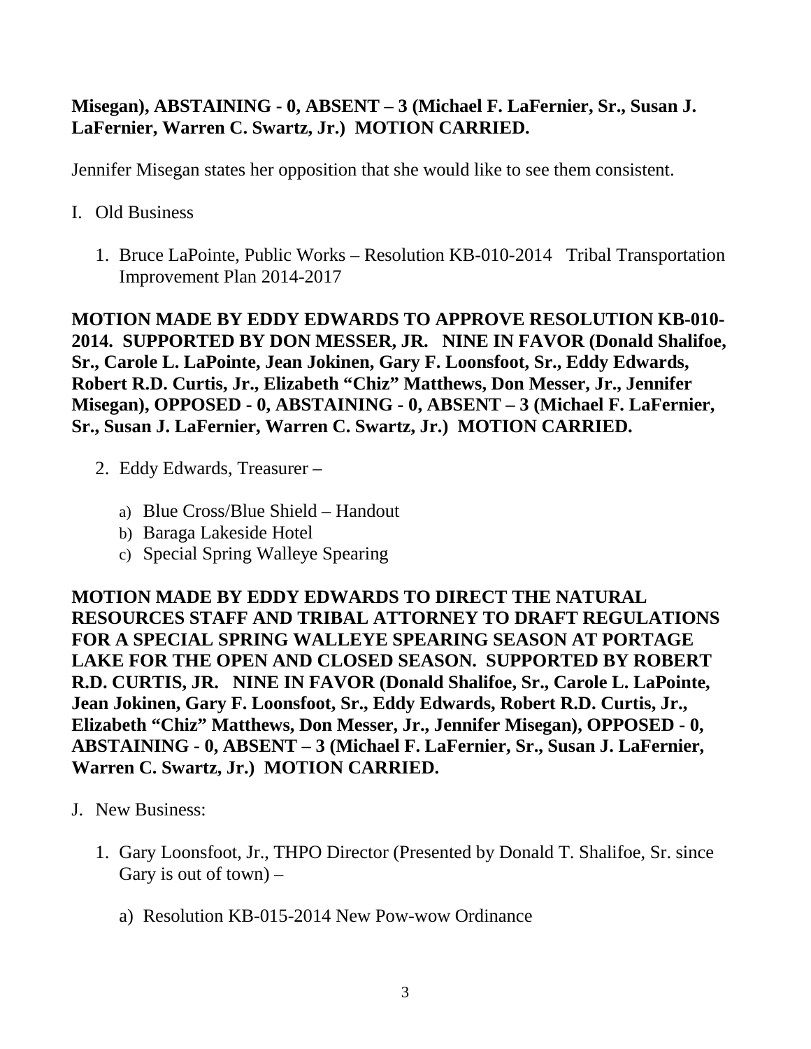**Misegan), ABSTAINING - 0, ABSENT – 3 (Michael F. LaFernier, Sr., Susan J. LaFernier, Warren C. Swartz, Jr.) MOTION CARRIED.**

Jennifer Misegan states her opposition that she would like to see them consistent.

I. Old Business

1. Bruce LaPointe, Public Works – Resolution KB-010-2014 Tribal Transportation Improvement Plan 2014-2017

**MOTION MADE BY EDDY EDWARDS TO APPROVE RESOLUTION KB-010-2014. SUPPORTED BY DON MESSER, JR. NINE IN FAVOR (Donald Shalifoe, Sr., Carole L. LaPointe, Jean Jokinen, Gary F. Loonsfoot, Sr., Eddy Edwards, Robert R.D. Curtis, Jr., Elizabeth "Chiz" Matthews, Don Messer, Jr., Jennifer Misegan), OPPOSED - 0, ABSTAINING - 0, ABSENT – 3 (Michael F. LaFernier, Sr., Susan J. LaFernier, Warren C. Swartz, Jr.) MOTION CARRIED.**

2. Eddy Edwards, Treasurer –

   a) Blue Cross/Blue Shield – Handout
   b) Baraga Lakeside Hotel
   c) Special Spring Walleye Spearing

**MOTION MADE BY EDDY EDWARDS TO DIRECT THE NATURAL RESOURCES STAFF AND TRIBAL ATTORNEY TO DRAFT REGULATIONS FOR A SPECIAL SPRING WALLEYE SPEARING SEASON AT PORTAGE LAKE FOR THE OPEN AND CLOSED SEASON. SUPPORTED BY ROBERT R.D. CURTIS, JR. NINE IN FAVOR (Donald Shalifoe, Sr., Carole L. LaPointe, Jean Jokinen, Gary F. Loonsfoot, Sr., Eddy Edwards, Robert R.D. Curtis, Jr., Elizabeth "Chiz" Matthews, Don Messer, Jr., Jennifer Misegan), OPPOSED - 0, ABSTAINING - 0, ABSENT – 3 (Michael F. LaFernier, Sr., Susan J. LaFernier, Warren C. Swartz, Jr.) MOTION CARRIED.**

J. New Business:

1. Gary Loonsfoot, Jr., THPO Director (Presented by Donald T. Shalifoe, Sr. since Gary is out of town) –

   a) Resolution KB-015-2014 New Pow-wow Ordinance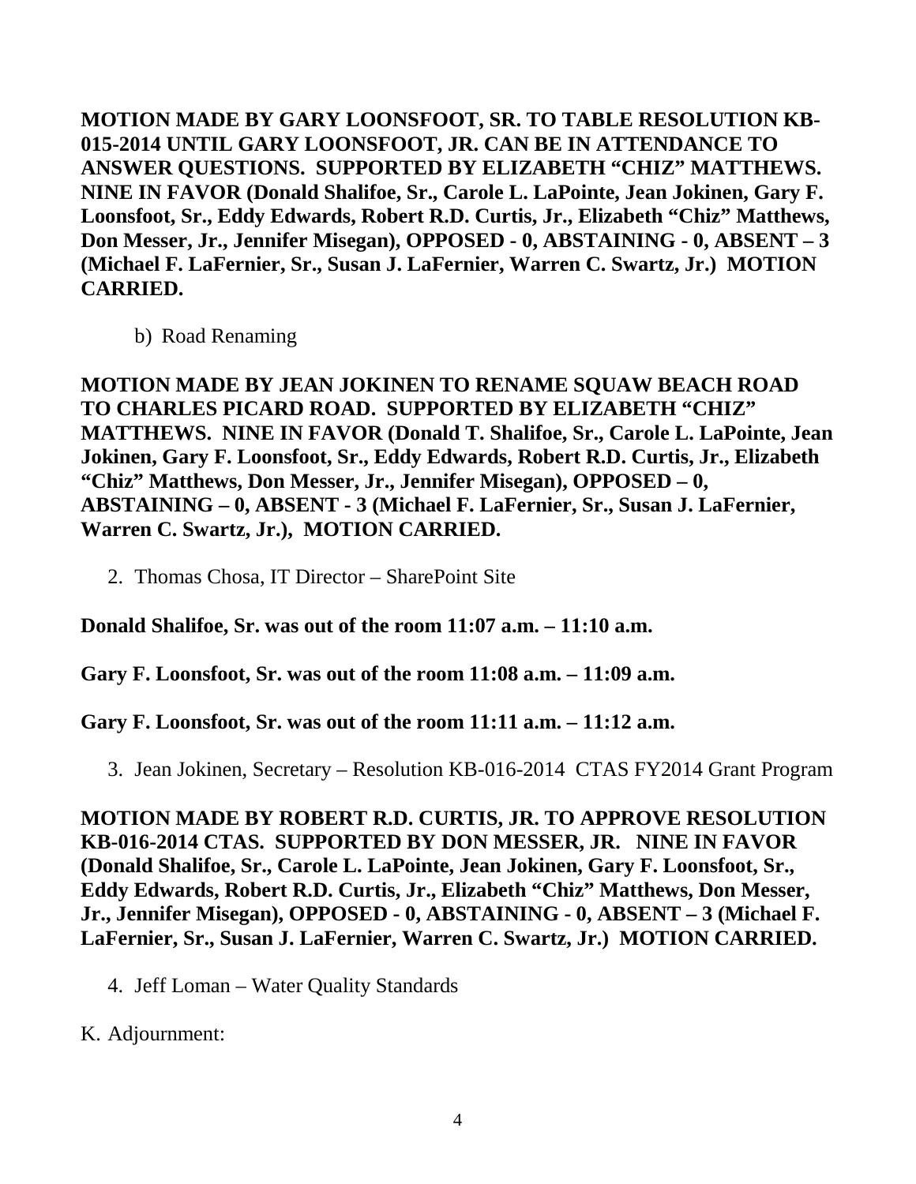**MOTION MADE BY GARY LOONSFOOT, SR. TO TABLE RESOLUTION KB-015-2014 UNTIL GARY LOONSFOOT, JR. CAN BE IN ATTENDANCE TO ANSWER QUESTIONS. SUPPORTED BY ELIZABETH "CHIZ" MATTHEWS. NINE IN FAVOR (Donald Shalifoe, Sr., Carole L. LaPointe, Jean Jokinen, Gary F. Loonsfoot, Sr., Eddy Edwards, Robert R.D. Curtis, Jr., Elizabeth "Chiz" Matthews, Don Messer, Jr., Jennifer Misegan), OPPOSED - 0, ABSTAINING - 0, ABSENT – 3 (Michael F. LaFernier, Sr., Susan J. LaFernier, Warren C. Swartz, Jr.) MOTION CARRIED.**

b) Road Renaming

**MOTION MADE BY JEAN JOKINEN TO RENAME SQUAW BEACH ROAD TO CHARLES PICARD ROAD. SUPPORTED BY ELIZABETH "CHIZ" MATTHEWS. NINE IN FAVOR (Donald T. Shalifoe, Sr., Carole L. LaPointe, Jean Jokinen, Gary F. Loonsfoot, Sr., Eddy Edwards, Robert R.D. Curtis, Jr., Elizabeth "Chiz" Matthews, Don Messer, Jr., Jennifer Misegan), OPPOSED – 0, ABSTAINING – 0, ABSENT - 3 (Michael F. LaFernier, Sr., Susan J. LaFernier, Warren C. Swartz, Jr.), MOTION CARRIED.**

2. Thomas Chosa, IT Director – SharePoint Site

**Donald Shalifoe, Sr. was out of the room 11:07 a.m. – 11:10 a.m.**

**Gary F. Loonsfoot, Sr. was out of the room 11:08 a.m. – 11:09 a.m.**

**Gary F. Loonsfoot, Sr. was out of the room 11:11 a.m. – 11:12 a.m.**

3. Jean Jokinen, Secretary – Resolution KB-016-2014 CTAS FY2014 Grant Program

**MOTION MADE BY ROBERT R.D. CURTIS, JR. TO APPROVE RESOLUTION KB-016-2014 CTAS. SUPPORTED BY DON MESSER, JR. NINE IN FAVOR (Donald Shalifoe, Sr., Carole L. LaPointe, Jean Jokinen, Gary F. Loonsfoot, Sr., Eddy Edwards, Robert R.D. Curtis, Jr., Elizabeth "Chiz" Matthews, Don Messer, Jr., Jennifer Misegan), OPPOSED - 0, ABSTAINING - 0, ABSENT – 3 (Michael F. LaFernier, Sr., Susan J. LaFernier, Warren C. Swartz, Jr.) MOTION CARRIED.**

4. Jeff Loman – Water Quality Standards

K. Adjournment: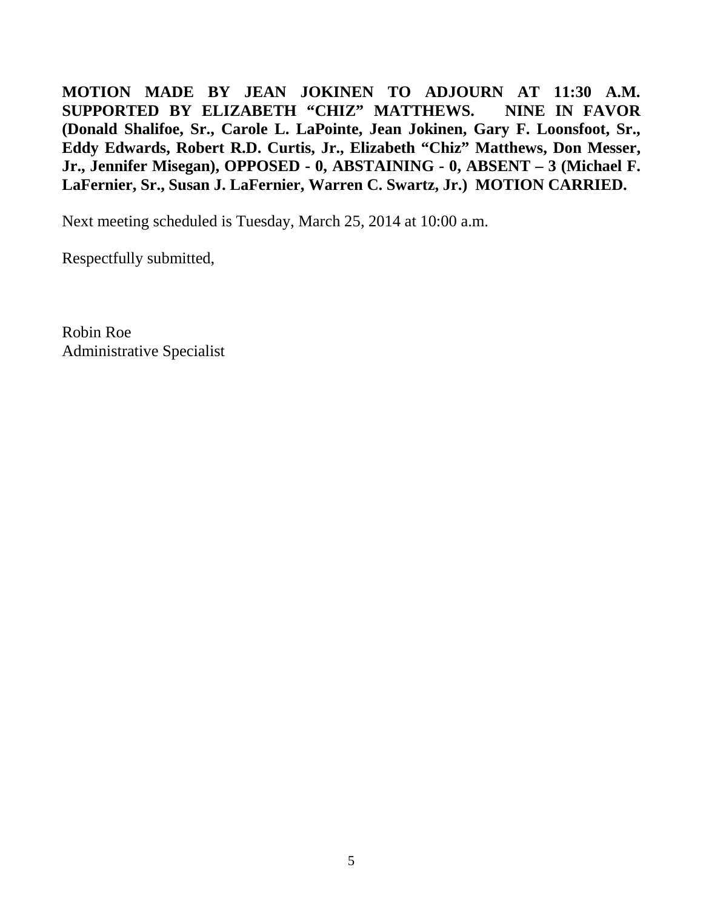**MOTION MADE BY JEAN JOKINEN TO ADJOURN AT 11:30 A.M. SUPPORTED BY ELIZABETH "CHIZ" MATTHEWS. NINE IN FAVOR (Donald Shalifoe, Sr., Carole L. LaPointe, Jean Jokinen, Gary F. Loonsfoot, Sr., Eddy Edwards, Robert R.D. Curtis, Jr., Elizabeth "Chiz" Matthews, Don Messer, Jr., Jennifer Misegan), OPPOSED - 0, ABSTAINING - 0, ABSENT – 3 (Michael F. LaFernier, Sr., Susan J. LaFernier, Warren C. Swartz, Jr.) MOTION CARRIED.**

Next meeting scheduled is Tuesday, March 25, 2014 at 10:00 a.m.

Respectfully submitted,

Robin Roe
Administrative Specialist